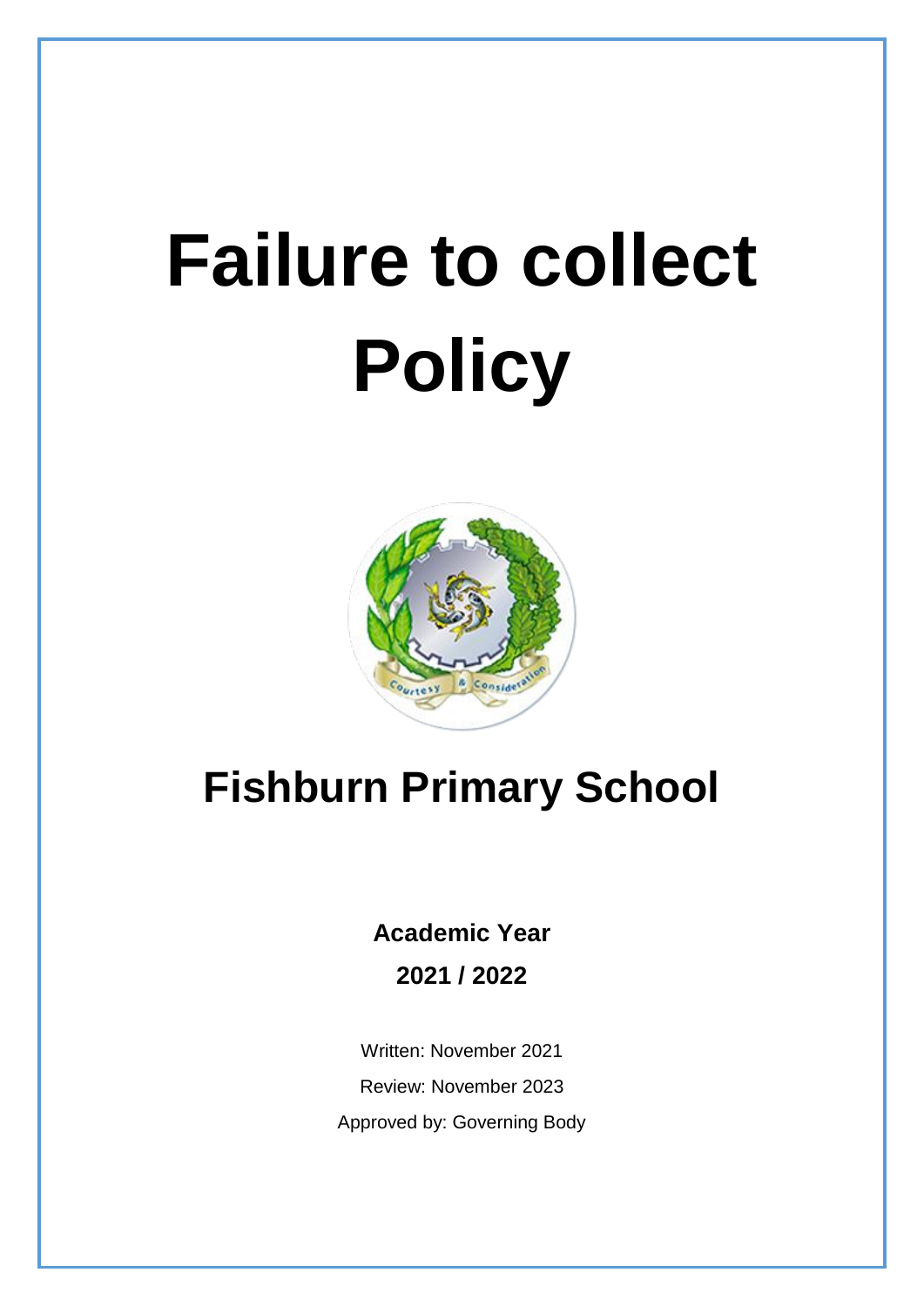# Failure to collect Policy

## Fishburn Primary School

**Academic Year**

**2021 / 2022**

Written: November 2021

Review: November 2023

Approved by: Governing Body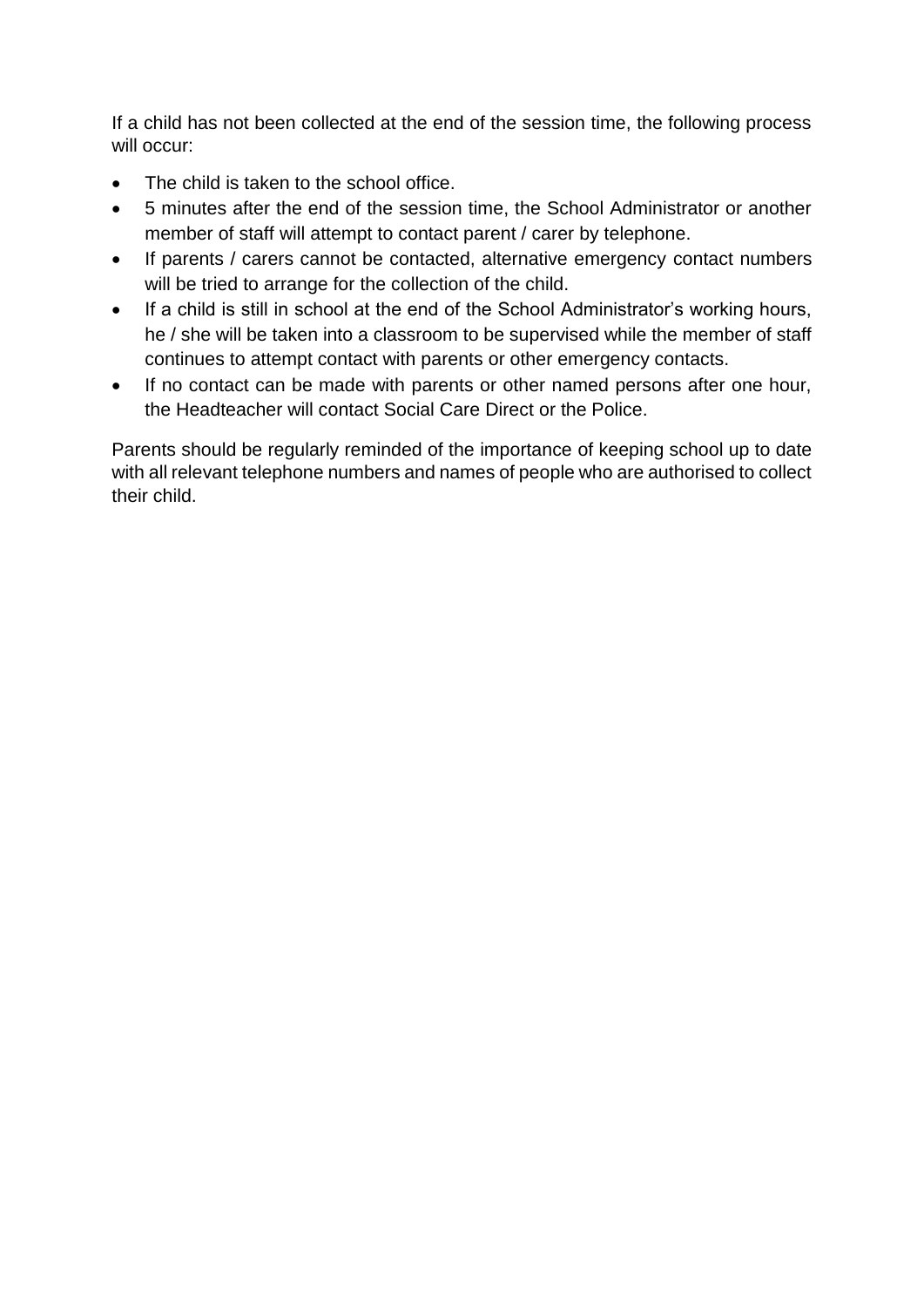If a child has not been collected at the end of the session time, the following process will occur:

- The child is taken to the school office.
- 5 minutes after the end of the session time, the School Administrator or another member of staff will attempt to contact parent / carer by telephone.
- If parents / carers cannot be contacted, alternative emergency contact numbers will be tried to arrange for the collection of the child.
- If a child is still in school at the end of the School Administrator's working hours, he / she will be taken into a classroom to be supervised while the member of staff continues to attempt contact with parents or other emergency contacts.
- If no contact can be made with parents or other named persons after one hour, the Headteacher will contact Social Care Direct or the Police.

Parents should be regularly reminded of the importance of keeping school up to date with all relevant telephone numbers and names of people who are authorised to collect their child.